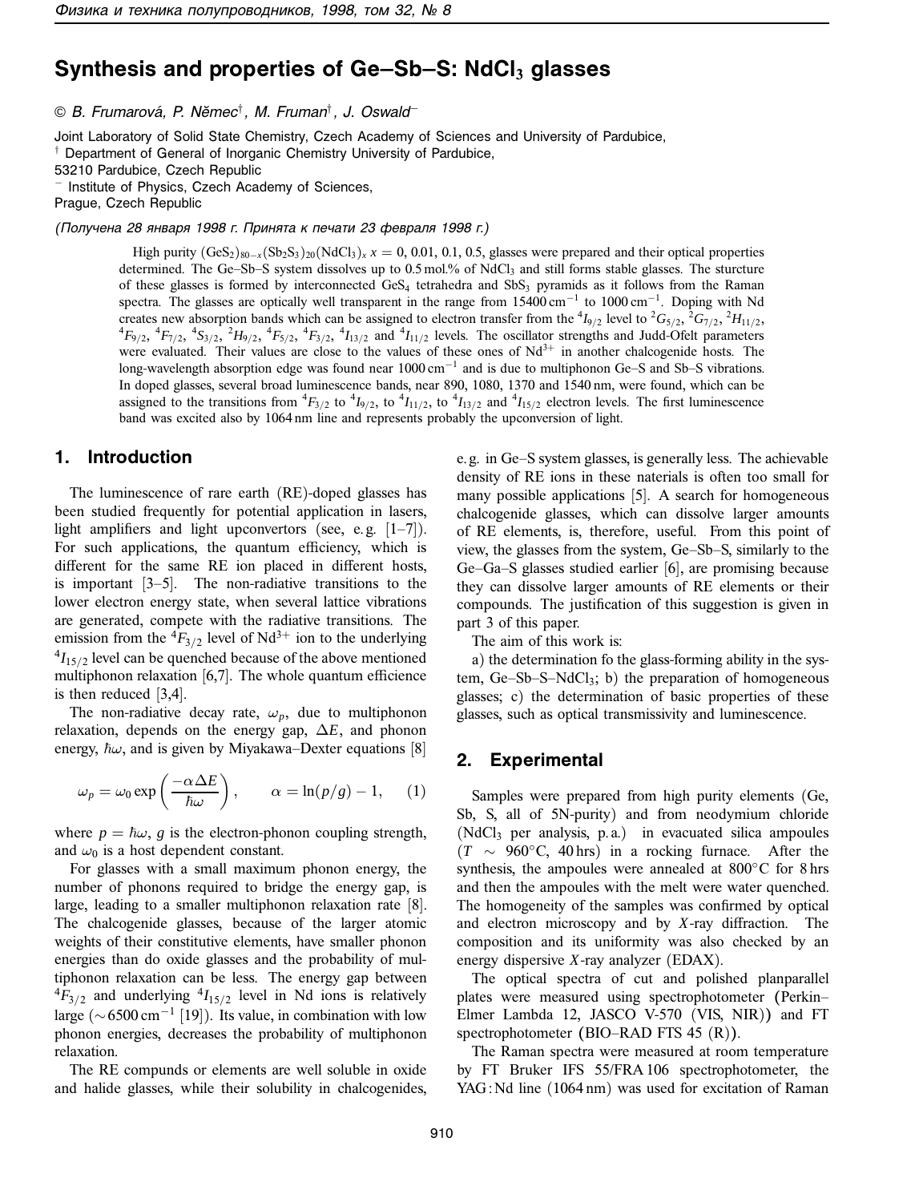# Synthesis and properties of Ge–Sb–S: $NdCl_3$ glasses

© B. Frumarová, P. Němec[†], M. Fruman[†], J. Oswald[−]

Joint Laboratory of Solid State Chemistry, Czech Academy of Sciences and University of Pardubice,
[†] Department of General of Inorganic Chemistry University of Pardubice,
53210 Pardubice, Czech Republic
[−] Institute of Physics, Czech Academy of Sciences,
Prague, Czech Republic

*(Получена 28 января 1998 г. Принята к печати 23 февраля 1998 г.)*

High purity $(GeS_2)_{80-x}(Sb_2S_3)_{20}(NdCl_3)_x$ $x = 0$, 0.01, 0.1, 0.5, glasses were prepared and their optical properties determined. The Ge–Sb–S system dissolves up to 0.5 mol.% of $NdCl_3$ and still forms stable glasses. The sturcture of these glasses is formed by interconnected $GeS_4$ tetrahedra and $SbS_3$ pyramids as it follows from the Raman spectra. The glasses are optically well transparent in the range from 15400 cm$^{-1}$ to 1000 cm$^{-1}$. Doping with Nd creates new absorption bands which can be assigned to electron transfer from the $^4I_{9/2}$ level to $^2G_{5/2}$, $^2G_{7/2}$, $^2H_{11/2}$, $^4F_{9/2}$, $^4F_{7/2}$, $^4S_{3/2}$, $^2H_{9/2}$, $^4F_{5/2}$, $^4F_{3/2}$, $^4I_{13/2}$ and $^4I_{11/2}$ levels. The oscillator strengths and Judd-Ofelt parameters were evaluated. Their values are close to the values of these ones of $Nd^{3+}$ in another chalcogenide hosts. The long-wavelength absorption edge was found near 1000 cm$^{-1}$ and is due to multiphonon Ge–S and Sb–S vibrations. In doped glasses, several broad luminescence bands, near 890, 1080, 1370 and 1540 nm, were found, which can be assigned to the transitions from $^4F_{3/2}$ to $^4I_{9/2}$, to $^4I_{11/2}$, to $^4I_{13/2}$ and $^4I_{15/2}$ electron levels. The first luminescence band was excited also by 1064 nm line and represents probably the upconversion of light.

## 1. Introduction

The luminescence of rare earth (RE)-doped glasses has been studied frequently for potential application in lasers, light amplifiers and light upconvertors (see, e.g. [1–7]). For such applications, the quantum efficiency, which is different for the same RE ion placed in different hosts, is important [3–5]. The non-radiative transitions to the lower electron energy state, when several lattice vibrations are generated, compete with the radiative transitions. The emission from the $^4F_{3/2}$ level of $Nd^{3+}$ ion to the underlying $^4I_{15/2}$ level can be quenched because of the above mentioned multiphonon relaxation [6,7]. The whole quantum efficience is then reduced [3,4].

The non-radiative decay rate, $\omega_p$, due to multiphonon relaxation, depends on the energy gap, $\Delta E$, and phonon energy, $\hbar\omega$, and is given by Miyakawa–Dexter equations [8]

$$\omega_p = \omega_0 \exp\left(\frac{-\alpha \Delta E}{\hbar\omega}\right), \qquad \alpha = \ln(p/g) - 1, \qquad (1)$$

where $p = \hbar\omega$, $g$ is the electron-phonon coupling strength, and $\omega_0$ is a host dependent constant.

For glasses with a small maximum phonon energy, the number of phonons required to bridge the energy gap, is large, leading to a smaller multiphonon relaxation rate [8]. The chalcogenide glasses, because of the larger atomic weights of their constitutive elements, have smaller phonon energies than do oxide glasses and the probability of multiphonon relaxation can be less. The energy gap between $^4F_{3/2}$ and underlying $^4I_{15/2}$ level in Nd ions is relatively large ($\sim$6500 cm$^{-1}$ [19]). Its value, in combination with low phonon energies, decreases the probability of multiphonon relaxation.

The RE compunds or elements are well soluble in oxide and halide glasses, while their solubility in chalcogenides, e.g. in Ge–S system glasses, is generally less. The achievable density of RE ions in these naterials is often too small for many possible applications [5]. A search for homogeneous chalcogenide glasses, which can dissolve larger amounts of RE elements, is, therefore, useful. From this point of view, the glasses from the system, Ge–Sb–S, similarly to the Ge–Ga–S glasses studied earlier [6], are promising because they can dissolve larger amounts of RE elements or their compounds. The justification of this suggestion is given in part 3 of this paper.

The aim of this work is:

a) the determination fo the glass-forming ability in the system, Ge–Sb–S–$NdCl_3$; b) the preparation of homogeneous glasses; c) the determination of basic properties of these glasses, such as optical transmissivity and luminescence.

## 2. Experimental

Samples were prepared from high purity elements (Ge, Sb, S, all of 5N-purity) and from neodymium chloride ($NdCl_3$ per analysis, p.a.) in evacuated silica ampoules ($T \sim 960^\circ$C, 40 hrs) in a rocking furnace. After the synthesis, the ampoules were annealed at 800°C for 8 hrs and then the ampoules with the melt were water quenched. The homogeneity of the samples was confirmed by optical and electron microscopy and by *X*-ray diffraction. The composition and its uniformity was also checked by an energy dispersive *X*-ray analyzer (EDAX).

The optical spectra of cut and polished planparallel plates were measured using spectrophotometer (Perkin–Elmer Lambda 12, JASCO V-570 (VIS, NIR)) and FT spectrophotometer (BIO–RAD FTS 45 (R)).

The Raman spectra were measured at room temperature by FT Bruker IFS 55/FRA 106 spectrophotometer, the YAG:Nd line (1064 nm) was used for excitation of Raman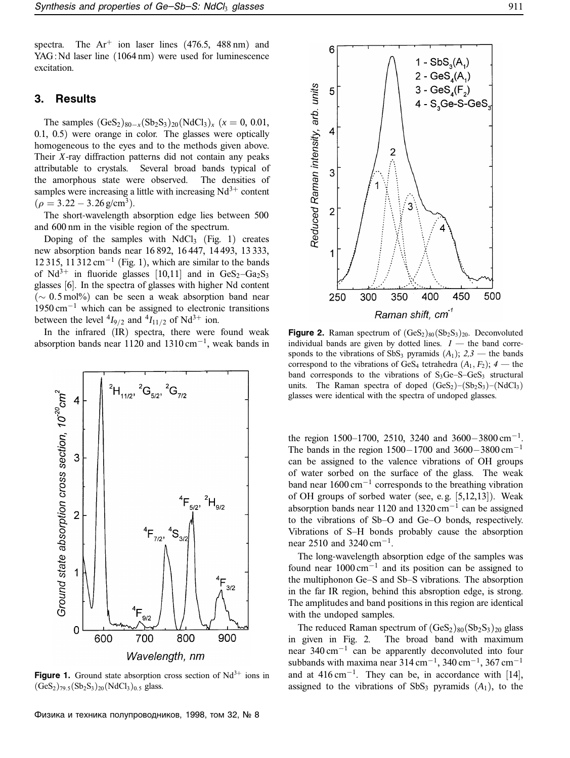spectra. The $Ar^+$ ion laser lines (476.5, 488 nm) and YAG:Nd laser line (1064 nm) were used for luminescence excitation.

## 3. Results

The samples $(GeS_2)_{80-x}(Sb_2S_3)_{20}(NdCl_3)_x$ ($x = 0$, 0.01, 0.1, 0.5) were orange in color. The glasses were optically homogeneous to the eyes and to the methods given above. Their *X*-ray diffraction patterns did not contain any peaks attributable to crystals. Several broad bands typical of the amorphous state were observed. The densities of samples were increasing a little with increasing $Nd^{3+}$ content ($\rho = 3.22 - 3.26\,\text{g/cm}^3$).

The short-wavelength absorption edge lies between 500 and 600 nm in the visible region of the spectrum.

Doping of the samples with $NdCl_3$ (Fig. 1) creates new absorption bands near 16 892, 16 447, 14 493, 13 333, 12 315, 11 312 $\text{cm}^{-1}$ (Fig. 1), which are similar to the bands of $Nd^{3+}$ in fluoride glasses [10,11] and in $GeS_2$–$Ga_2S_3$ glasses [6]. In the spectra of glasses with higher Nd content ($\sim 0.5$ mol%) can be seen a weak absorption band near 1950 $\text{cm}^{-1}$ which can be assigned to electronic transitions between the level $^4I_{9/2}$ and $^4I_{11/2}$ of $Nd^{3+}$ ion.

In the infrared (IR) spectra, there were found weak absorption bands near 1120 and 1310 $\text{cm}^{-1}$, weak bands in the region 1500–1700, 2510, 3240 and 3600–3800 $\text{cm}^{-1}$. The bands in the region 1500–1700 and 3600–3800 $\text{cm}^{-1}$ can be assigned to the valence vibrations of OH groups of water sorbed on the surface of the glass. The weak band near 1600 $\text{cm}^{-1}$ corresponds to the breathing vibration of OH groups of sorbed water (see, e. g. [5,12,13]). Weak absorption bands near 1120 and 1320 $\text{cm}^{-1}$ can be assigned to the vibrations of Sb–O and Ge–O bonds, respectively. Vibrations of S–H bonds probably cause the absorption near 2510 and 3240 $\text{cm}^{-1}$.

**Figure 1.** Ground state absorption cross section of $Nd^{3+}$ ions in $(GeS_2)_{79.5}(Sb_2S_3)_{20}(NdCl_3)_{0.5}$ glass.

**Figure 2.** Raman spectrum of $(GeS_2)_{80}(Sb_2S_3)_{20}$. Deconvoluted individual bands are given by dotted lines. *1* — the band corresponds to the vibrations of $SbS_3$ pyramids ($A_1$); *2,3* — the bands correspond to the vibrations of $GeS_4$ tetrahedra ($A_1$, $F_2$); *4* — the band corresponds to the vibrations of $S_3Ge$–S–$GeS_3$ structural units. The Raman spectra of doped $(GeS_2)$–$(Sb_2S_3)$–$(NdCl_3)$ glasses were identical with the spectra of undoped glasses.

The long-wavelength absorption edge of the samples was found near 1000 $\text{cm}^{-1}$ and its position can be assigned to the multiphonon Ge–S and Sb–S vibrations. The absorption in the far IR region, behind this absroption edge, is strong. The amplitudes and band positions in this region are identical with the undoped samples.

The reduced Raman spectrum of $(GeS_2)_{80}(Sb_2S_3)_{20}$ glass in given in Fig. 2. The broad band with maximum near 340 $\text{cm}^{-1}$ can be apparently deconvoluted into four subbands with maxima near 314 $\text{cm}^{-1}$, 340 $\text{cm}^{-1}$, 367 $\text{cm}^{-1}$ and at 416 $\text{cm}^{-1}$. They can be, in accordance with [14], assigned to the vibrations of $SbS_3$ pyramids ($A_1$), to the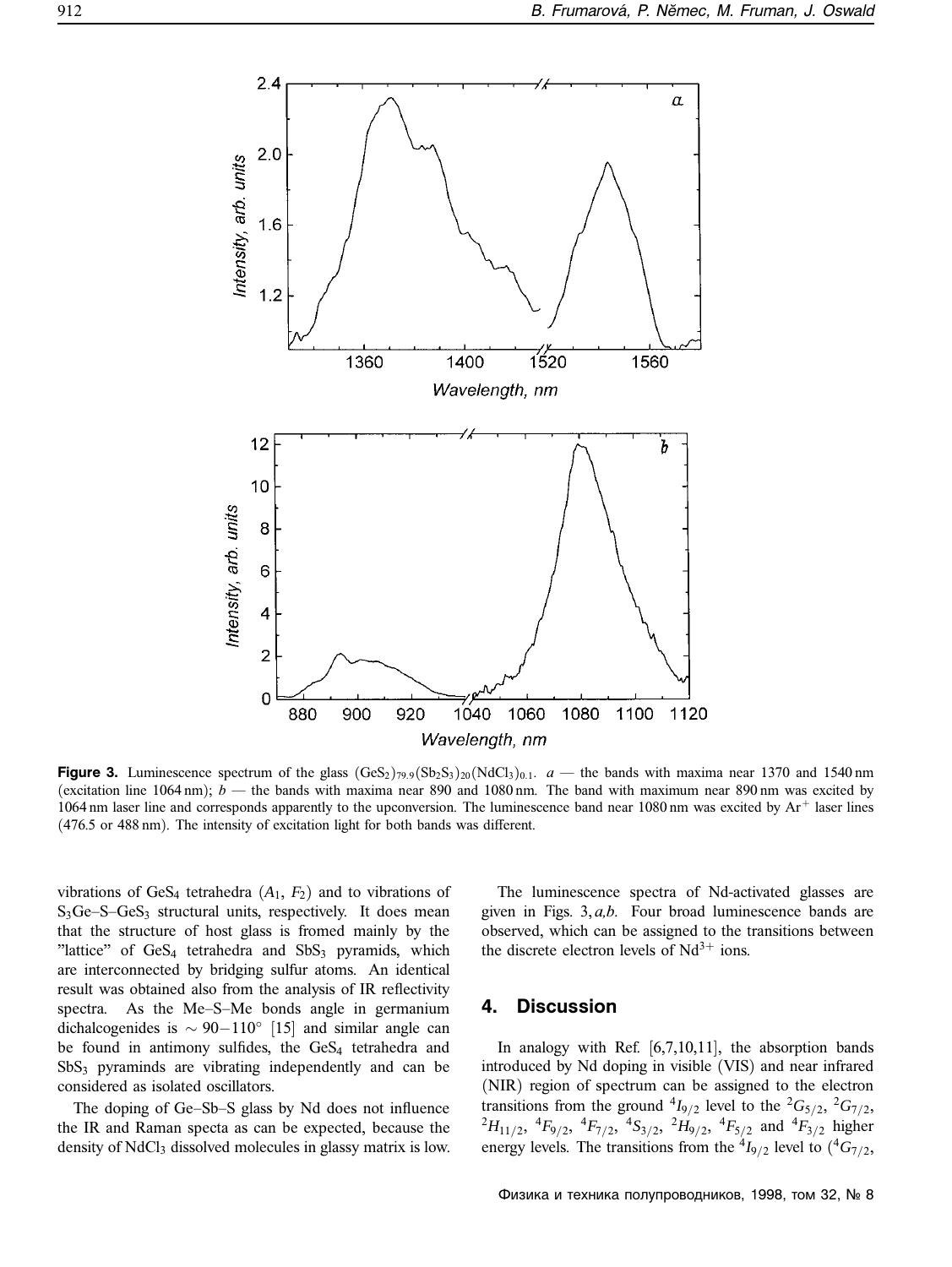**Figure 3.** Luminescence spectrum of the glass $(GeS_2)_{79.9}(Sb_2S_3)_{20}(NdCl_3)_{0.1}$. *a* — the bands with maxima near 1370 and 1540 nm (excitation line 1064 nm); *b* — the bands with maxima near 890 and 1080 nm. The band with maximum near 890 nm was excited by 1064 nm laser line and corresponds apparently to the upconversion. The luminescence band near 1080 nm was excited by $Ar^+$ laser lines (476.5 or 488 nm). The intensity of excitation light for both bands was different.

vibrations of $GeS_4$ tetrahedra ($A_1$, $F_2$) and to vibrations of $S_3Ge$–S–$GeS_3$ structural units, respectively. It does mean that the structure of host glass is fromed mainly by the "lattice" of $GeS_4$ tetrahedra and $SbS_3$ pyramids, which are interconnected by bridging sulfur atoms. An identical result was obtained also from the analysis of IR reflectivity spectra. As the Me–S–Me bonds angle in germanium dichalcogenides is $\sim 90-110°$ [15] and similar angle can be found in antimony sulfides, the $GeS_4$ tetrahedra and $SbS_3$ pyraminds are vibrating independently and can be considered as isolated oscillators.

The doping of Ge–Sb–S glass by Nd does not influence the IR and Raman specta as can be expected, because the density of $NdCl_3$ dissolved molecules in glassy matrix is low.

The luminescence spectra of Nd-activated glasses are given in Figs. 3, *a,b*. Four broad luminescence bands are observed, which can be assigned to the transitions between the discrete electron levels of $Nd^{3+}$ ions.

## 4. Discussion

In analogy with Ref. [6,7,10,11], the absorption bands introduced by Nd doping in visible (VIS) and near infrared (NIR) region of spectrum can be assigned to the electron transitions from the ground $^4I_{9/2}$ level to the $^2G_{5/2}$, $^2G_{7/2}$, $^2H_{11/2}$, $^4F_{9/2}$, $^4F_{7/2}$, $^4S_{3/2}$, $^2H_{9/2}$, $^4F_{5/2}$ and $^4F_{3/2}$ higher energy levels. The transitions from the $^4I_{9/2}$ level to ($^4G_{7/2}$,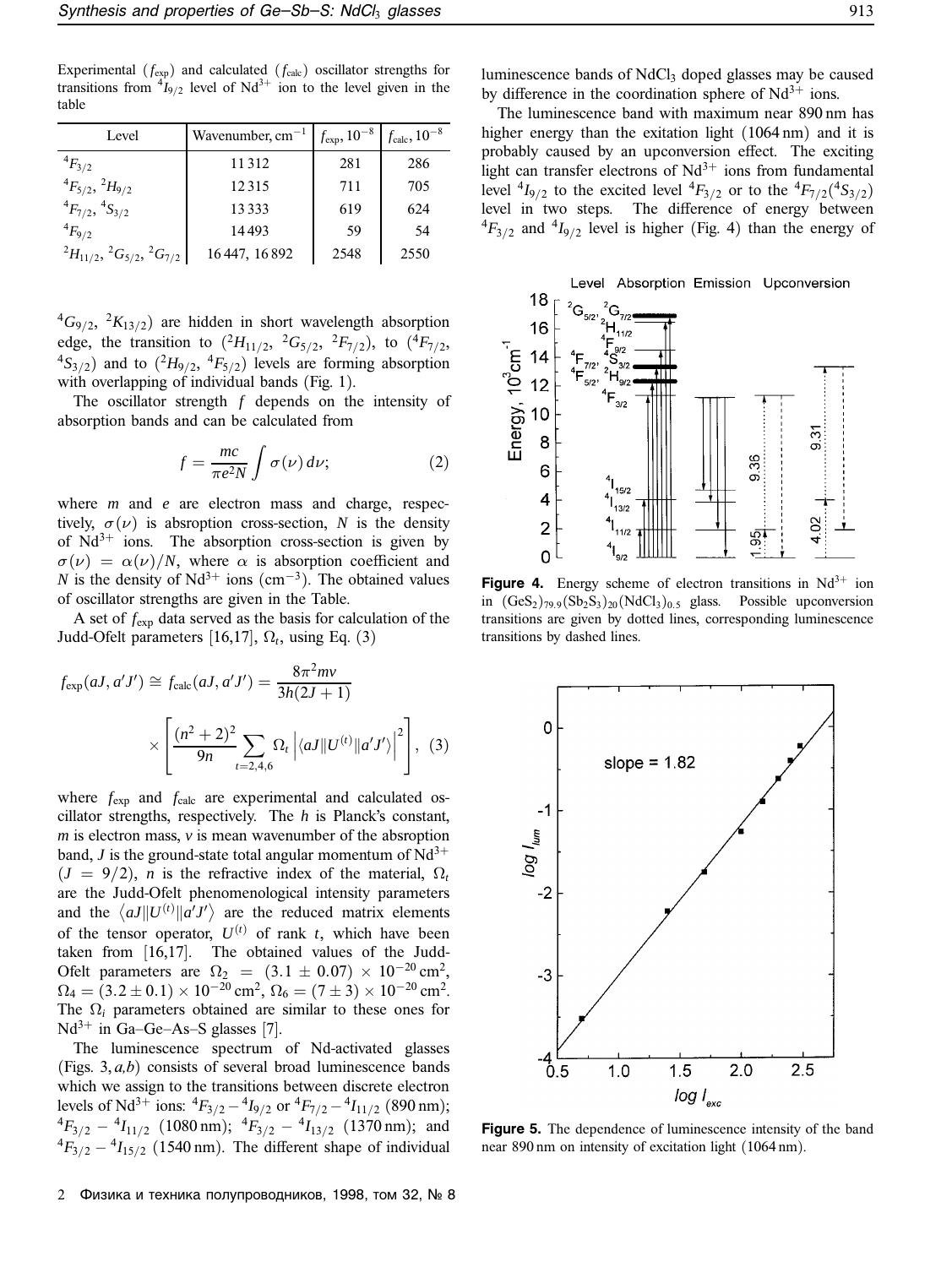Experimental ($f_{exp}$) and calculated ($f_{calc}$) oscillator strengths for transitions from $^4I_{9/2}$ level of $Nd^{3+}$ ion to the level given in the table

| Level | Wavenumber, cm$^{-1}$ | $f_{exp}$, $10^{-8}$ | $f_{calc}$, $10^{-8}$ |
|---|---|---|---|
| $^4F_{3/2}$ | 11 312 | 281 | 286 |
| $^4F_{5/2}$, $^2H_{9/2}$ | 12 315 | 711 | 705 |
| $^4F_{7/2}$, $^4S_{3/2}$ | 13 333 | 619 | 624 |
| $^4F_{9/2}$ | 14 493 | 59 | 54 |
| $^2H_{11/2}$, $^2G_{5/2}$, $^2G_{7/2}$ | 16 447, 16 892 | 2548 | 2550 |

$^4G_{9/2}$, $^2K_{13/2}$) are hidden in short wavelength absorption edge, the transition to ($^2H_{11/2}$, $^2G_{5/2}$, $^2F_{7/2}$), to ($^4F_{7/2}$, $^4S_{3/2}$) and to ($^2H_{9/2}$, $^4F_{5/2}$) levels are forming absorption with overlapping of individual bands (Fig. 1).

The oscillator strength $f$ depends on the intensity of absorption bands and can be calculated from

$$f = \frac{mc}{\pi e^2 N} \int \sigma(\nu)\, d\nu; \tag{2}$$

where $m$ and $e$ are electron mass and charge, respectively, $\sigma(\nu)$ is absorption cross-section, $N$ is the density of $Nd^{3+}$ ions. The absorption cross-section is given by $\sigma(\nu) = \alpha(\nu)/N$, where $\alpha$ is absorption coefficient and $N$ is the density of $Nd^{3+}$ ions (cm$^{-3}$). The obtained values of oscillator strengths are given in the Table.

A set of $f_{exp}$ data served as the basis for calculation of the Judd-Ofelt parameters [16,17], $\Omega_t$, using Eq. (3)

$$f_{exp}(aJ, a'J') \cong f_{calc}(aJ, a'J') = \frac{8\pi^2 m v}{3h(2J+1)} \times \left[ \frac{(n^2+2)^2}{9n} \sum_{t=2,4,6} \Omega_t \left| \langle aJ \| U^{(t)} \| a'J' \rangle \right|^2 \right], \tag{3}$$

where $f_{exp}$ and $f_{calc}$ are experimental and calculated oscillator strengths, respectively. The $h$ is Planck's constant, $m$ is electron mass, $v$ is mean wavenumber of the absroption band, $J$ is the ground-state total angular momentum of $Nd^{3+}$ ($J = 9/2$), $n$ is the refractive index of the material, $\Omega_t$ are the Judd-Ofelt phenomenological intensity parameters and the $\langle aJ \| U^{(t)} \| a'J' \rangle$ are the reduced matrix elements of the tensor operator, $U^{(t)}$ of rank $t$, which have been taken from [16,17]. The obtained values of the Judd-Ofelt parameters are $\Omega_2 = (3.1 \pm 0.07) \times 10^{-20}\,\text{cm}^2$, $\Omega_4 = (3.2 \pm 0.1) \times 10^{-20}\,\text{cm}^2$, $\Omega_6 = (7 \pm 3) \times 10^{-20}\,\text{cm}^2$. The $\Omega_i$ parameters obtained are similar to these ones for $Nd^{3+}$ in Ga–Ge–As–S glasses [7].

The luminescence spectrum of Nd-activated glasses (Figs. 3, *a,b*) consists of several broad luminescence bands which we assign to the transitions between discrete electron levels of $Nd^{3+}$ ions: $^4F_{3/2}-{}^4I_{9/2}$ or $^4F_{7/2}-{}^4I_{11/2}$ (890 nm); $^4F_{3/2}-{}^4I_{11/2}$ (1080 nm); $^4F_{3/2}-{}^4I_{13/2}$ (1370 nm); and $^4F_{3/2}-{}^4I_{15/2}$ (1540 nm). The different shape of individual luminescence bands of $NdCl_3$ doped glasses may be caused by difference in the coordination sphere of $Nd^{3+}$ ions.

The luminescence band with maximum near 890 nm has higher energy than the exitation light (1064 nm) and it is probably caused by an upconversion effect. The exciting light can transfer electrons of $Nd^{3+}$ ions from fundamental level $^4I_{9/2}$ to the excited level $^4F_{3/2}$ or to the $^4F_{7/2}$($^4S_{3/2}$) level in two steps. The difference of energy between $^4F_{3/2}$ and $^4I_{9/2}$ level is higher (Fig. 4) than the energy of

**Figure 4.** Energy scheme of electron transitions in $Nd^{3+}$ ion in $(GeS_2)_{79.9}(Sb_2S_3)_{20}(NdCl_3)_{0.5}$ glass. Possible upconversion transitions are given by dotted lines, corresponding luminescence transitions by dashed lines.

**Figure 5.** The dependence of luminescence intensity of the band near 890 nm on intensity of excitation light (1064 nm).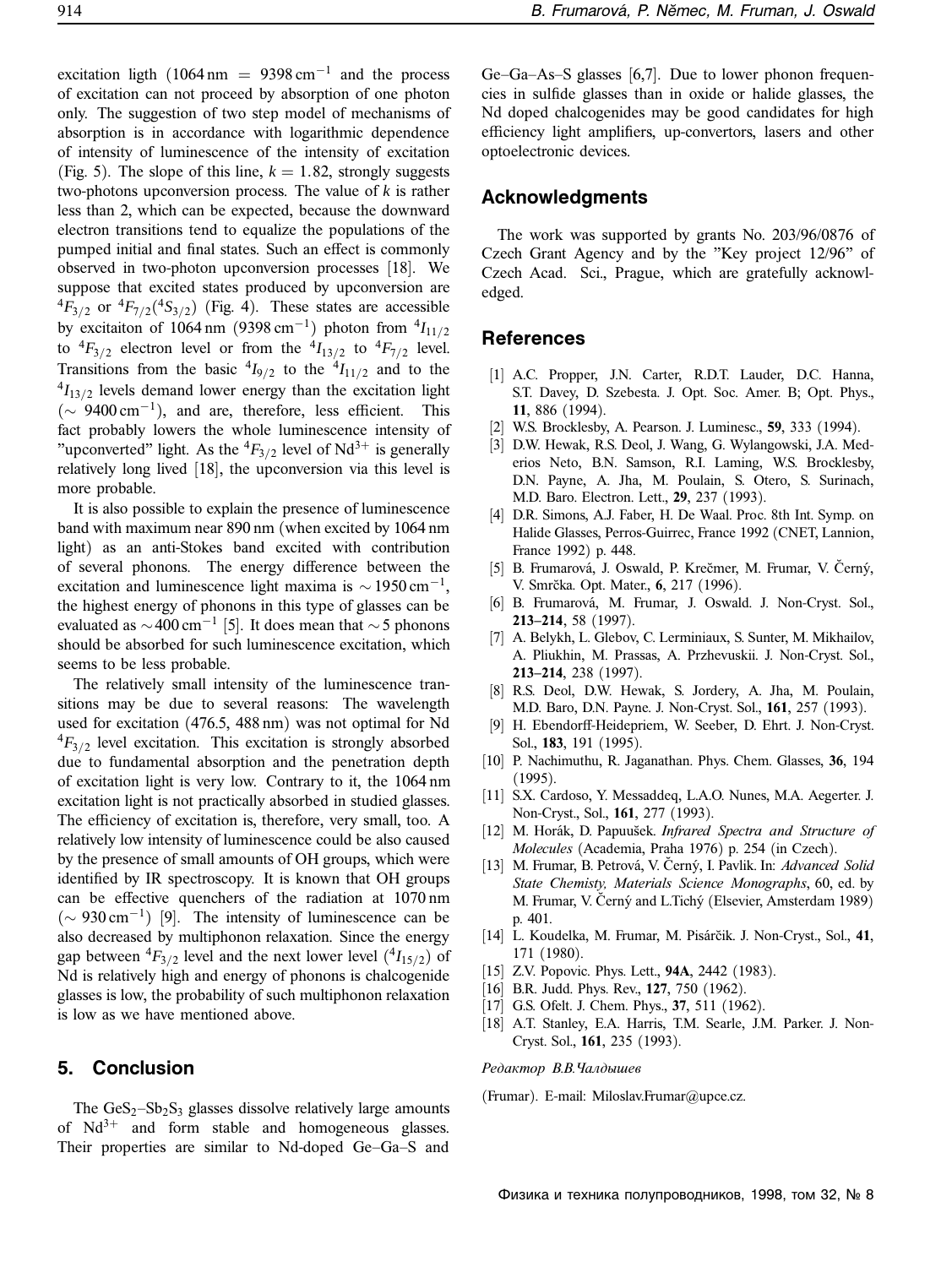excitation ligth ($1064\,\text{nm} = 9398\,\text{cm}^{-1}$ and the process of excitation can not proceed by absorption of one photon only. The suggestion of two step model of mechanisms of absorption is in accordance with logarithmic dependence of intensity of luminescence of the intensity of excitation (Fig. 5). The slope of this line, $k = 1.82$, strongly suggests two-photons upconversion process. The value of $k$ is rather less than 2, which can be expected, because the downward electron transitions tend to equalize the populations of the pumped initial and final states. Such an effect is commonly observed in two-photon upconversion processes [18]. We suppose that excited states produced by upconversion are ${}^4F_{3/2}$ or ${}^4F_{7/2}({}^4S_{3/2})$ (Fig. 4). These states are accessible by excitaiton of 1064 nm ($9398\,\text{cm}^{-1}$) photon from ${}^4I_{11/2}$ to ${}^4F_{3/2}$ electron level or from the ${}^4I_{13/2}$ to ${}^4F_{7/2}$ level. Transitions from the basic ${}^4I_{9/2}$ to the ${}^4I_{11/2}$ and to the ${}^4I_{13/2}$ levels demand lower energy than the excitation light ($\sim 9400\,\text{cm}^{-1}$), and are, therefore, less efficient. This fact probably lowers the whole luminescence intensity of "upconverted" light. As the ${}^4F_{3/2}$ level of $Nd^{3+}$ is generally relatively long lived [18], the upconversion via this level is more probable.

It is also possible to explain the presence of luminescence band with maximum near 890 nm (when excited by 1064 nm light) as an anti-Stokes band excited with contribution of several phonons. The energy difference between the excitation and luminescence light maxima is $\sim 1950\,\text{cm}^{-1}$, the highest energy of phonons in this type of glasses can be evaluated as $\sim 400\,\text{cm}^{-1}$ [5]. It does mean that $\sim 5$ phonons should be absorbed for such luminescence excitation, which seems to be less probable.

The relatively small intensity of the luminescence transitions may be due to several reasons: The wavelength used for excitation (476.5, 488 nm) was not optimal for Nd ${}^4F_{3/2}$ level excitation. This excitation is strongly absorbed due to fundamental absorption and the penetration depth of excitation light is very low. Contrary to it, the 1064 nm excitation light is not practically absorbed in studied glasses. The efficiency of excitation is, therefore, very small, too. A relatively low intensity of luminescence could be also caused by the presence of small amounts of OH groups, which were identified by IR spectroscopy. It is known that OH groups can be effective quenchers of the radiation at 1070 nm ($\sim 930\,\text{cm}^{-1}$) [9]. The intensity of luminescence can be also decreased by multiphonon relaxation. Since the energy gap between ${}^4F_{3/2}$ level and the next lower level (${}^4I_{15/2}$) of Nd is relatively high and energy of phonons is chalcogenide glasses is low, the probability of such multiphonon relaxation is low as we have mentioned above.

## 5. Conclusion

The $GeS_2$–$Sb_2S_3$ glasses dissolve relatively large amounts of $Nd^{3+}$ and form stable and homogeneous glasses. Their properties are similar to Nd-doped Ge–Ga–S and Ge–Ga–As–S glasses [6,7]. Due to lower phonon frequencies in sulfide glasses than in oxide or halide glasses, the Nd doped chalcogenides may be good candidates for high efficiency light amplifiers, up-convertors, lasers and other optoelectronic devices.

## Acknowledgments

The work was supported by grants No. 203/96/0876 of Czech Grant Agency and by the "Key project 12/96" of Czech Acad. Sci., Prague, which are gratefully acknowledged.

## References

[1] A.C. Propper, J.N. Carter, R.D.T. Lauder, D.C. Hanna, S.T. Davey, D. Szebesta. J. Opt. Soc. Amer. B; Opt. Phys., **11**, 886 (1994).
[2] W.S. Brocklesby, A. Pearson. J. Luminesc., **59**, 333 (1994).
[3] D.W. Hewak, R.S. Deol, J. Wang, G. Wylangowski, J.A. Mederios Neto, B.N. Samson, R.I. Laming, W.S. Brocklesby, D.N. Payne, A. Jha, M. Poulain, S. Otero, S. Surinach, M.D. Baro. Electron. Lett., **29**, 237 (1993).
[4] D.R. Simons, A.J. Faber, H. De Waal. Proc. 8th Int. Symp. on Halide Glasses, Perros-Guirrec, France 1992 (CNET, Lannion, France 1992) p. 448.
[5] B. Frumarová, J. Oswald, P. Krečmer, M. Frumar, V. Černý, V. Smrčka. Opt. Mater., **6**, 217 (1996).
[6] B. Frumarová, M. Frumar, J. Oswald. J. Non-Cryst. Sol., **213–214**, 58 (1997).
[7] A. Belykh, L. Glebov, C. Lerminiaux, S. Sunter, M. Mikhailov, A. Pliukhin, M. Prassas, A. Przhevuskii. J. Non-Cryst. Sol., **213–214**, 238 (1997).
[8] R.S. Deol, D.W. Hewak, S. Jordery, A. Jha, M. Poulain, M.D. Baro, D.N. Payne. J. Non-Cryst. Sol., **161**, 257 (1993).
[9] H. Ebendorff-Heidepriem, W. Seeber, D. Ehrt. J. Non-Cryst. Sol., **183**, 191 (1995).
[10] P. Nachimuthu, R. Jaganathan. Phys. Chem. Glasses, **36**, 194 (1995).
[11] S.X. Cardoso, Y. Messaddeq, L.A.O. Nunes, M.A. Aegerter. J. Non-Cryst., Sol., **161**, 277 (1993).
[12] M. Horák, D. Papuušek. *Infrared Spectra and Structure of Molecules* (Academia, Praha 1976) p. 254 (in Czech).
[13] M. Frumar, B. Petrová, V. Černý, I. Pavlík. In: *Advanced Solid State Chemisty, Materials Science Monographs*, 60, ed. by M. Frumar, V. Černý and L.Tichý (Elsevier, Amsterdam 1989) p. 401.
[14] L. Koudelka, M. Frumar, M. Pisárčik. J. Non-Cryst., Sol., **41**, 171 (1980).
[15] Z.V. Popovic. Phys. Lett., **94A**, 2442 (1983).
[16] B.R. Judd. Phys. Rev., **127**, 750 (1962).
[17] G.S. Ofelt. J. Chem. Phys., **37**, 511 (1962).
[18] A.T. Stanley, E.A. Harris, T.M. Searle, J.M. Parker. J. Non-Cryst. Sol., **161**, 235 (1993).

*Редактор В.В.Чалдышев*

(Frumar). E-mail: Miloslav.Frumar@upce.cz.